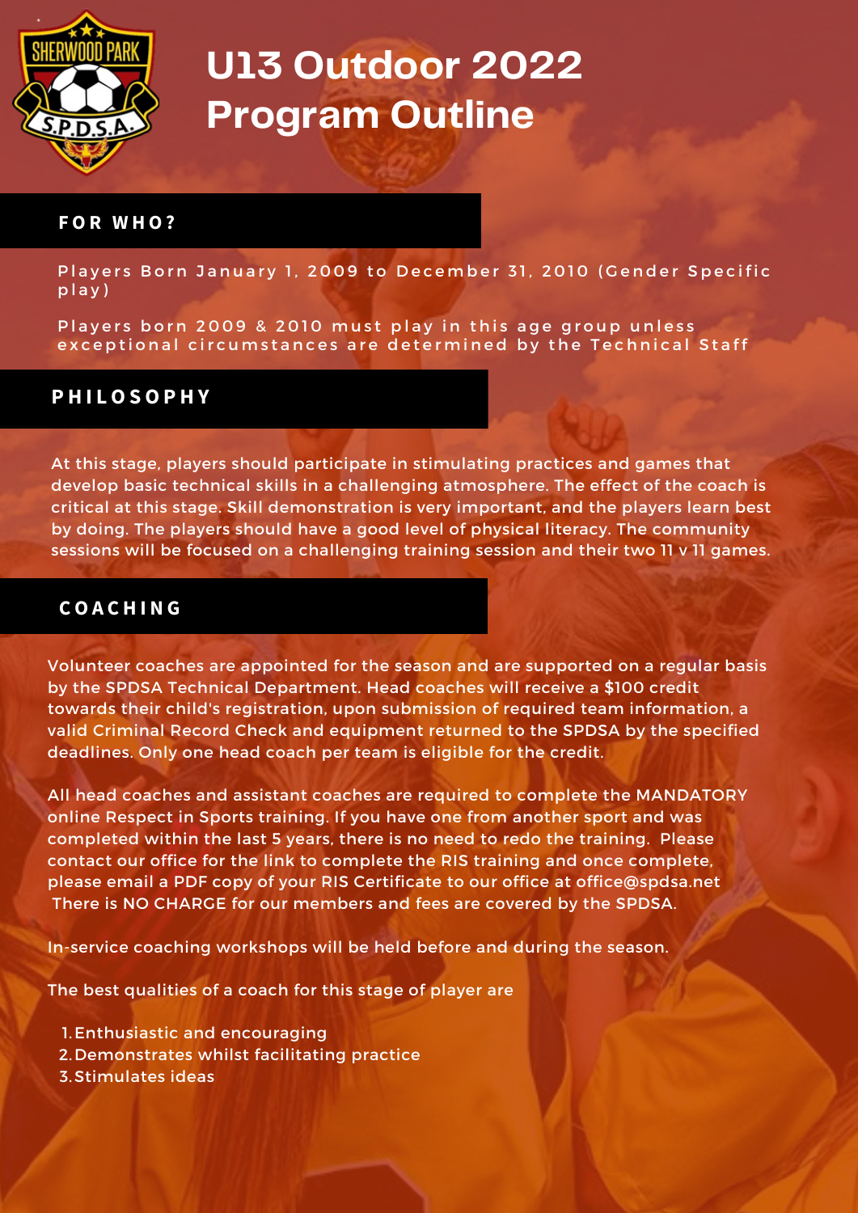# U13 Outdoor 2022 Program Outline

## FOR WHO?

Players Born January 1, 2009 to December 31, 2010 (Gender Specific play)

Players born 2009 & 2010 must play in this age group unless exceptional circumstances are determined by the Technical Staff

## PHILOSOPHY

At this stage, players should participate in stimulating practices and games that develop basic technical skills in a challenging atmosphere. The effect of the coach is critical at this stage. Skill demonstration is very important, and the players learn best by doing. The players should have a good level of physical literacy. The community sessions will be focused on a challenging training session and their two 11 v 11 games.

## COACHING

Volunteer coaches are appointed for the season and are supported on a regular basis by the SPDSA Technical Department. Head coaches will receive a $100 credit towards their child's registration, upon submission of required team information, a valid Criminal Record Check and equipment returned to the SPDSA by the specified deadlines. Only one head coach per team is eligible for the credit.

All head coaches and assistant coaches are required to complete the MANDATORY online Respect in Sports training. If you have one from another sport and was completed within the last 5 years, there is no need to redo the training. Please contact our office for the link to complete the RIS training and once complete, please email a PDF copy of your RIS Certificate to our office at office@spdsa.net There is NO CHARGE for our members and fees are covered by the SPDSA.

In-service coaching workshops will be held before and during the season.

The best qualities of a coach for this stage of player are

1. Enthusiastic and encouraging
2. Demonstrates whilst facilitating practice
3. Stimulates ideas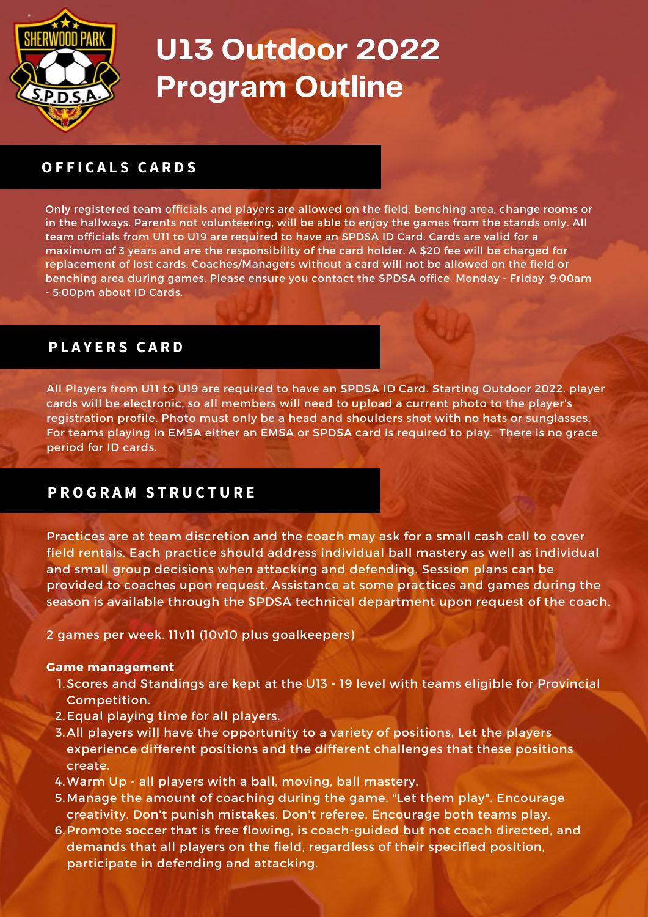# U13 Outdoor 2022 Program Outline

## OFFICALS CARDS

Only registered team officials and players are allowed on the field, benching area, change rooms or in the hallways. Parents not volunteering, will be able to enjoy the games from the stands only. All team officials from U11 to U19 are required to have an SPDSA ID Card. Cards are valid for a maximum of 3 years and are the responsibility of the card holder. A $20 fee will be charged for replacement of lost cards. Coaches/Managers without a card will not be allowed on the field or benching area during games. Please ensure you contact the SPDSA office, Monday - Friday, 9:00am - 5:00pm about ID Cards.

## PLAYERS CARD

All Players from U11 to U19 are required to have an SPDSA ID Card. Starting Outdoor 2022, player cards will be electronic, so all members will need to upload a current photo to the player's registration profile. Photo must only be a head and shoulders shot with no hats or sunglasses. For teams playing in EMSA either an EMSA or SPDSA card is required to play. There is no grace period for ID cards.

## PROGRAM STRUCTURE

Practices are at team discretion and the coach may ask for a small cash call to cover field rentals. Each practice should address individual ball mastery as well as individual and small group decisions when attacking and defending. Session plans can be provided to coaches upon request. Assistance at some practices and games during the season is available through the SPDSA technical department upon request of the coach.

2 games per week. 11v11 (10v10 plus goalkeepers)

**Game management**

1. Scores and Standings are kept at the U13 - 19 level with teams eligible for Provincial Competition.
2. Equal playing time for all players.
3. All players will have the opportunity to a variety of positions. Let the players experience different positions and the different challenges that these positions create.
4. Warm Up - all players with a ball, moving, ball mastery.
5. Manage the amount of coaching during the game. "Let them play". Encourage creativity. Don't punish mistakes. Don't referee. Encourage both teams play.
6. Promote soccer that is free flowing, is coach-guided but not coach directed, and demands that all players on the field, regardless of their specified position, participate in defending and attacking.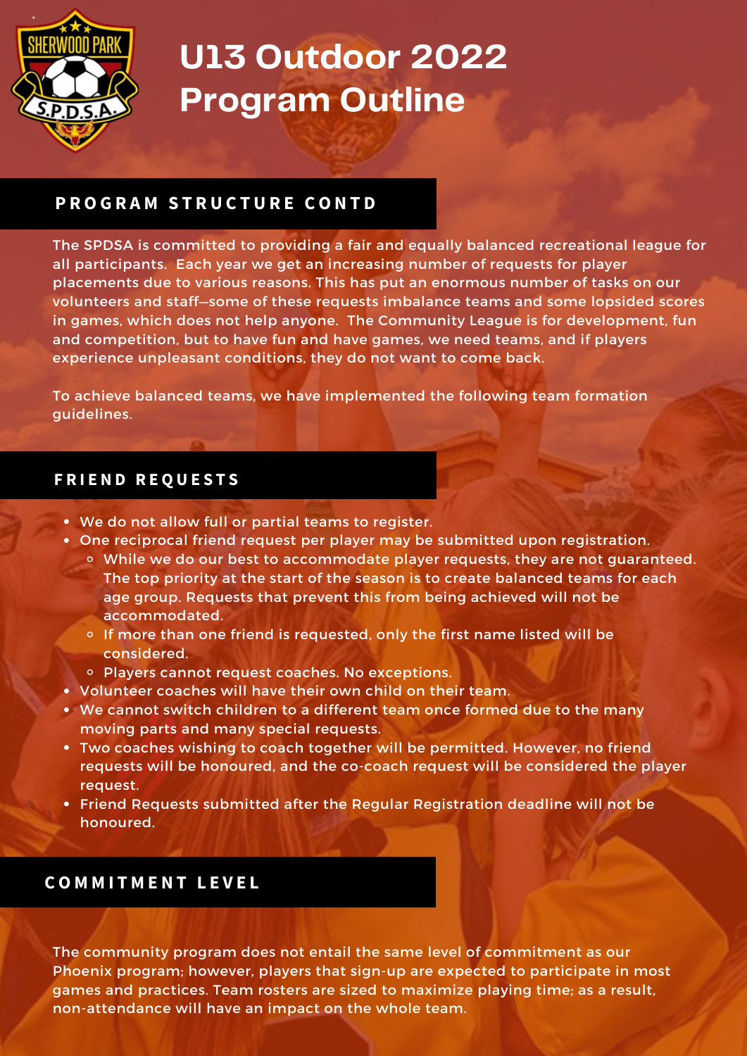# U13 Outdoor 2022 Program Outline

## PROGRAM STRUCTURE CONTD

The SPDSA is committed to providing a fair and equally balanced recreational league for all participants. Each year we get an increasing number of requests for player placements due to various reasons. This has put an enormous number of tasks on our volunteers and staff—some of these requests imbalance teams and some lopsided scores in games, which does not help anyone. The Community League is for development, fun and competition, but to have fun and have games, we need teams, and if players experience unpleasant conditions, they do not want to come back.

To achieve balanced teams, we have implemented the following team formation guidelines.

## FRIEND REQUESTS

- We do not allow full or partial teams to register.
- One reciprocal friend request per player may be submitted upon registration.
  - While we do our best to accommodate player requests, they are not guaranteed. The top priority at the start of the season is to create balanced teams for each age group. Requests that prevent this from being achieved will not be accommodated.
  - If more than one friend is requested, only the first name listed will be considered.
  - Players cannot request coaches. No exceptions.
- Volunteer coaches will have their own child on their team.
- We cannot switch children to a different team once formed due to the many moving parts and many special requests.
- Two coaches wishing to coach together will be permitted. However, no friend requests will be honoured, and the co-coach request will be considered the player request.
- Friend Requests submitted after the Regular Registration deadline will not be honoured.

## COMMITMENT LEVEL

The community program does not entail the same level of commitment as our Phoenix program; however, players that sign-up are expected to participate in most games and practices. Team rosters are sized to maximize playing time; as a result, non-attendance will have an impact on the whole team.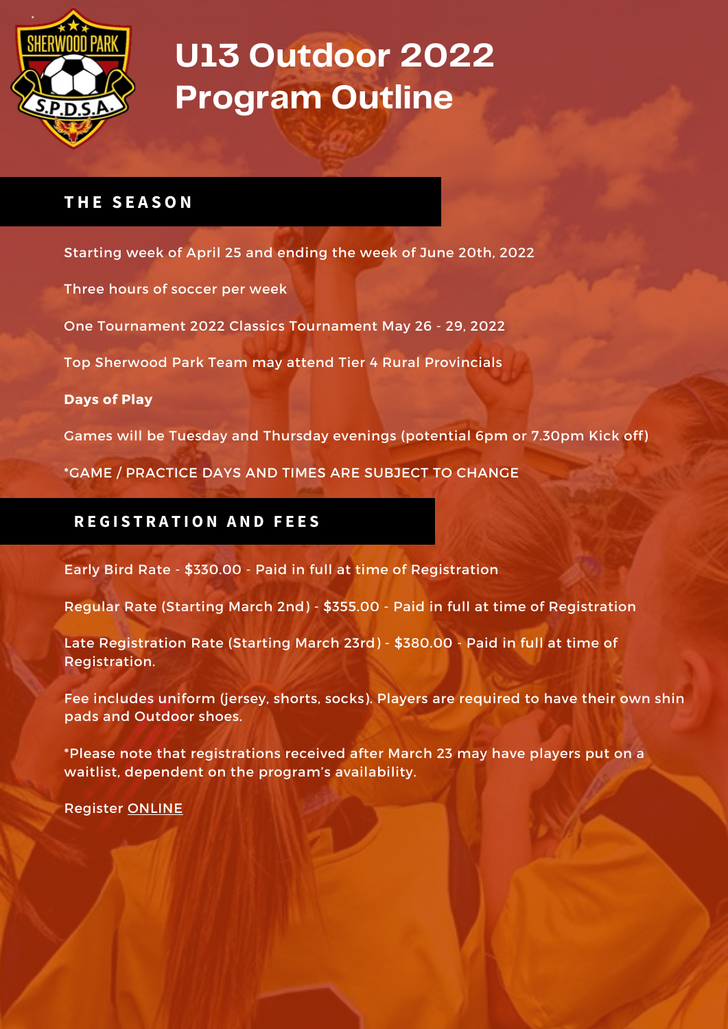# U13 Outdoor 2022 Program Outline

## THE SEASON

Starting week of April 25 and ending the week of June 20th, 2022

Three hours of soccer per week

One Tournament 2022 Classics Tournament May 26 - 29, 2022

Top Sherwood Park Team may attend Tier 4 Rural Provincials

**Days of Play**

Games will be Tuesday and Thursday evenings (potential 6pm or 7.30pm Kick off)

*GAME / PRACTICE DAYS AND TIMES ARE SUBJECT TO CHANGE

## REGISTRATION AND FEES

Early Bird Rate - $330.00 - Paid in full at time of Registration

Regular Rate (Starting March 2nd) - $355.00 - Paid in full at time of Registration

Late Registration Rate (Starting March 23rd) - $380.00 - Paid in full at time of Registration.

Fee includes uniform (jersey, shorts, socks). Players are required to have their own shin pads and Outdoor shoes.

*Please note that registrations received after March 23 may have players put on a waitlist, dependent on the program's availability.

Register ONLINE